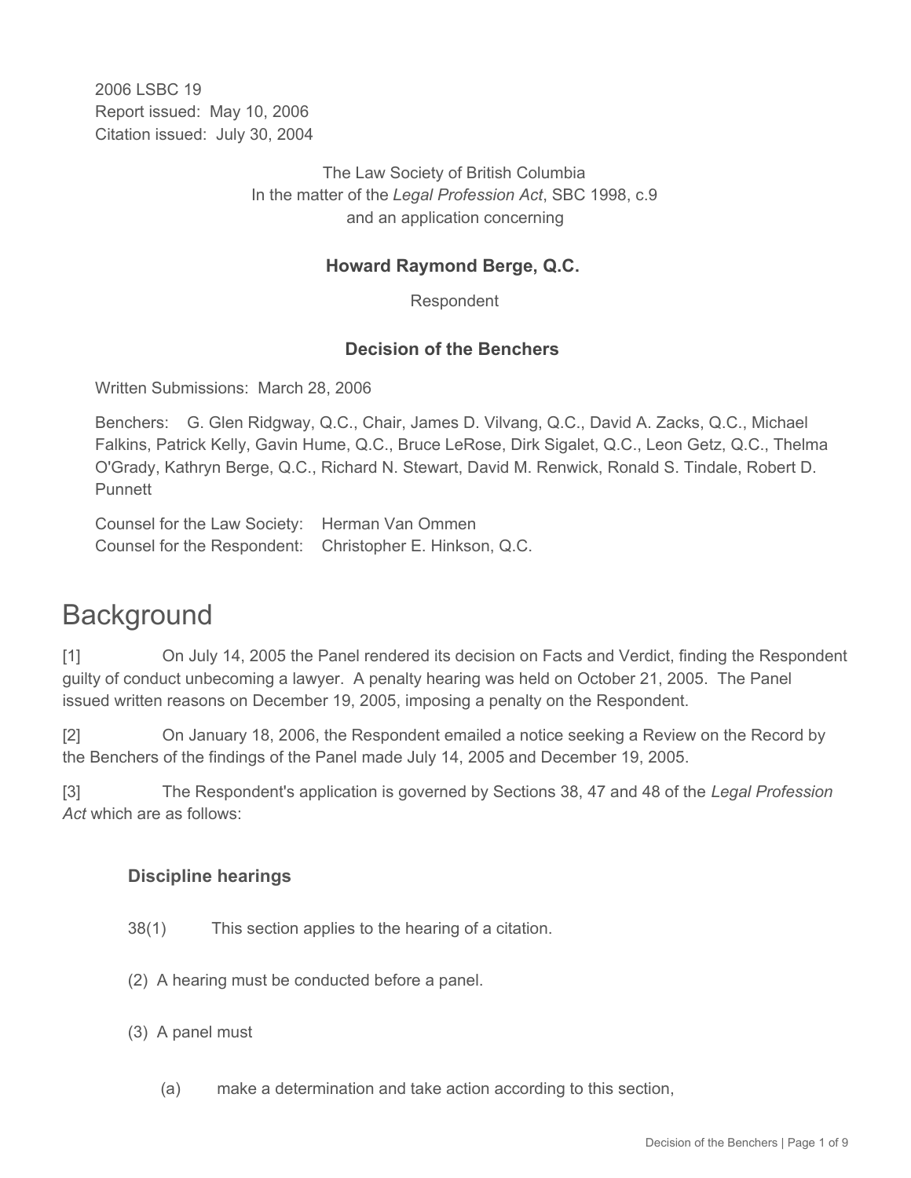2006 LSBC 19
Report issued: May 10, 2006
Citation issued: July 30, 2004

The Law Society of British Columbia
In the matter of the *Legal Profession Act*, SBC 1998, c.9
and an application concerning

**Howard Raymond Berge, Q.C.**

Respondent

**Decision of the Benchers**

Written Submissions: March 28, 2006

Benchers: G. Glen Ridgway, Q.C., Chair, James D. Vilvang, Q.C., David A. Zacks, Q.C., Michael Falkins, Patrick Kelly, Gavin Hume, Q.C., Bruce LeRose, Dirk Sigalet, Q.C., Leon Getz, Q.C., Thelma O'Grady, Kathryn Berge, Q.C., Richard N. Stewart, David M. Renwick, Ronald S. Tindale, Robert D. Punnett

Counsel for the Law Society: Herman Van Ommen
Counsel for the Respondent: Christopher E. Hinkson, Q.C.

# Background

[1] On July 14, 2005 the Panel rendered its decision on Facts and Verdict, finding the Respondent guilty of conduct unbecoming a lawyer. A penalty hearing was held on October 21, 2005. The Panel issued written reasons on December 19, 2005, imposing a penalty on the Respondent.

[2] On January 18, 2006, the Respondent emailed a notice seeking a Review on the Record by the Benchers of the findings of the Panel made July 14, 2005 and December 19, 2005.

[3] The Respondent's application is governed by Sections 38, 47 and 48 of the *Legal Profession Act* which are as follows:

**Discipline hearings**

38(1) This section applies to the hearing of a citation.

(2) A hearing must be conducted before a panel.

(3) A panel must

(a) make a determination and take action according to this section,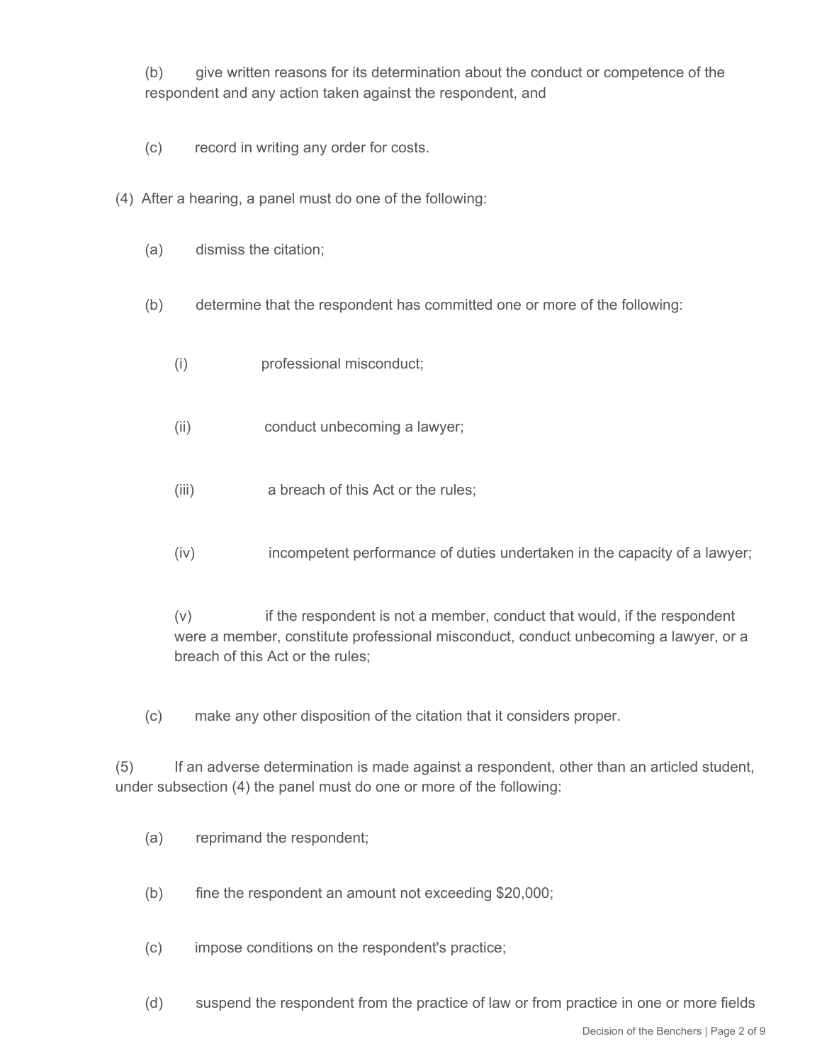(b) give written reasons for its determination about the conduct or competence of the respondent and any action taken against the respondent, and

(c) record in writing any order for costs.

(4) After a hearing, a panel must do one of the following:

(a) dismiss the citation;

(b) determine that the respondent has committed one or more of the following:

(i) professional misconduct;

(ii) conduct unbecoming a lawyer;

(iii) a breach of this Act or the rules;

(iv) incompetent performance of duties undertaken in the capacity of a lawyer;

(v) if the respondent is not a member, conduct that would, if the respondent were a member, constitute professional misconduct, conduct unbecoming a lawyer, or a breach of this Act or the rules;

(c) make any other disposition of the citation that it considers proper.

(5) If an adverse determination is made against a respondent, other than an articled student, under subsection (4) the panel must do one or more of the following:

(a) reprimand the respondent;

(b) fine the respondent an amount not exceeding $20,000;

(c) impose conditions on the respondent's practice;

(d) suspend the respondent from the practice of law or from practice in one or more fields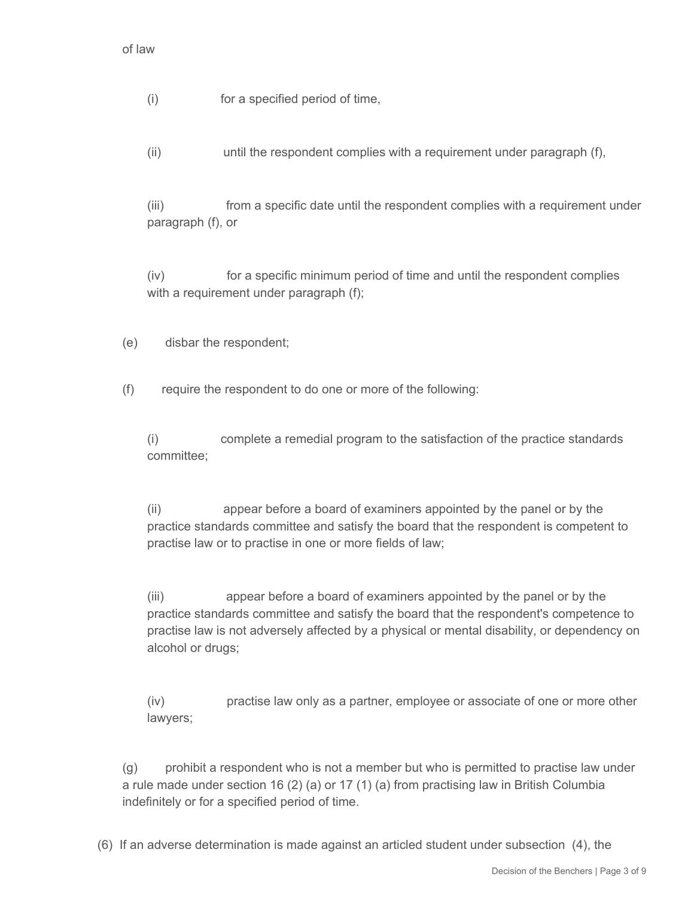of law

(i) for a specified period of time,

(ii) until the respondent complies with a requirement under paragraph (f),

(iii) from a specific date until the respondent complies with a requirement under paragraph (f), or

(iv) for a specific minimum period of time and until the respondent complies with a requirement under paragraph (f);

(e) disbar the respondent;

(f) require the respondent to do one or more of the following:

(i) complete a remedial program to the satisfaction of the practice standards committee;

(ii) appear before a board of examiners appointed by the panel or by the practice standards committee and satisfy the board that the respondent is competent to practise law or to practise in one or more fields of law;

(iii) appear before a board of examiners appointed by the panel or by the practice standards committee and satisfy the board that the respondent's competence to practise law is not adversely affected by a physical or mental disability, or dependency on alcohol or drugs;

(iv) practise law only as a partner, employee or associate of one or more other lawyers;

(g) prohibit a respondent who is not a member but who is permitted to practise law under a rule made under section 16 (2) (a) or 17 (1) (a) from practising law in British Columbia indefinitely or for a specified period of time.

(6) If an adverse determination is made against an articled student under subsection (4), the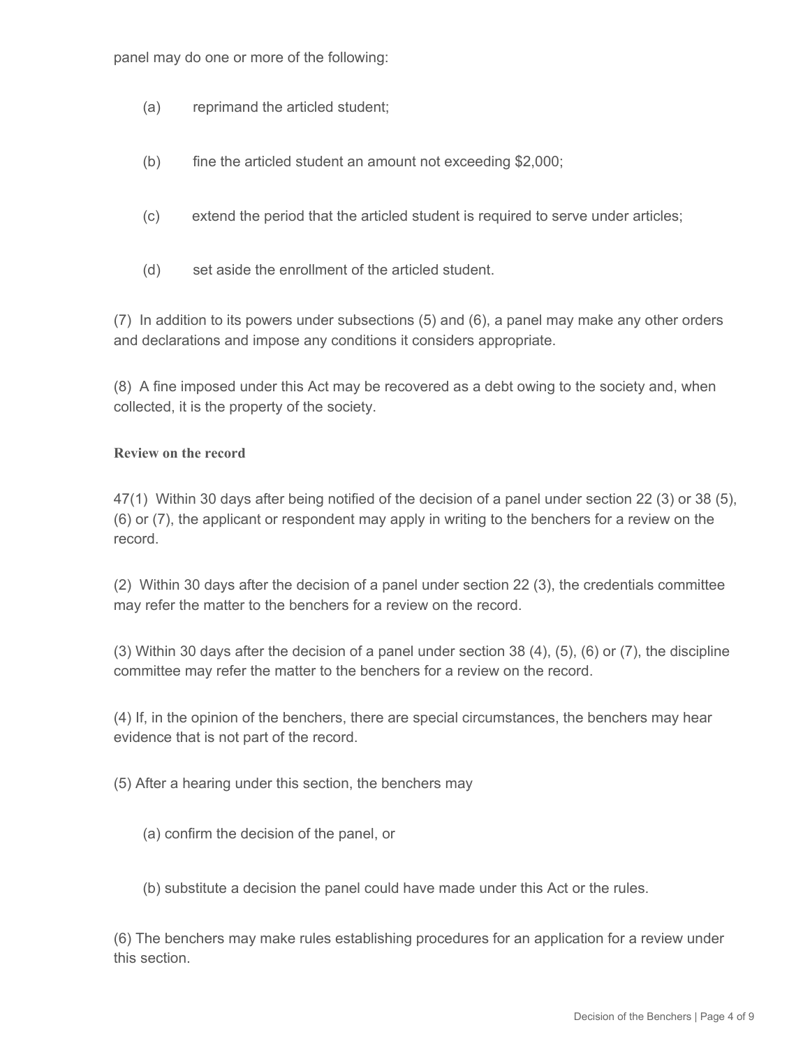panel may do one or more of the following:

(a) reprimand the articled student;

(b) fine the articled student an amount not exceeding $2,000;

(c) extend the period that the articled student is required to serve under articles;

(d) set aside the enrollment of the articled student.

(7) In addition to its powers under subsections (5) and (6), a panel may make any other orders and declarations and impose any conditions it considers appropriate.

(8) A fine imposed under this Act may be recovered as a debt owing to the society and, when collected, it is the property of the society.

**Review on the record**

47(1) Within 30 days after being notified of the decision of a panel under section 22 (3) or 38 (5), (6) or (7), the applicant or respondent may apply in writing to the benchers for a review on the record.

(2) Within 30 days after the decision of a panel under section 22 (3), the credentials committee may refer the matter to the benchers for a review on the record.

(3) Within 30 days after the decision of a panel under section 38 (4), (5), (6) or (7), the discipline committee may refer the matter to the benchers for a review on the record.

(4) If, in the opinion of the benchers, there are special circumstances, the benchers may hear evidence that is not part of the record.

(5) After a hearing under this section, the benchers may

(a) confirm the decision of the panel, or

(b) substitute a decision the panel could have made under this Act or the rules.

(6) The benchers may make rules establishing procedures for an application for a review under this section.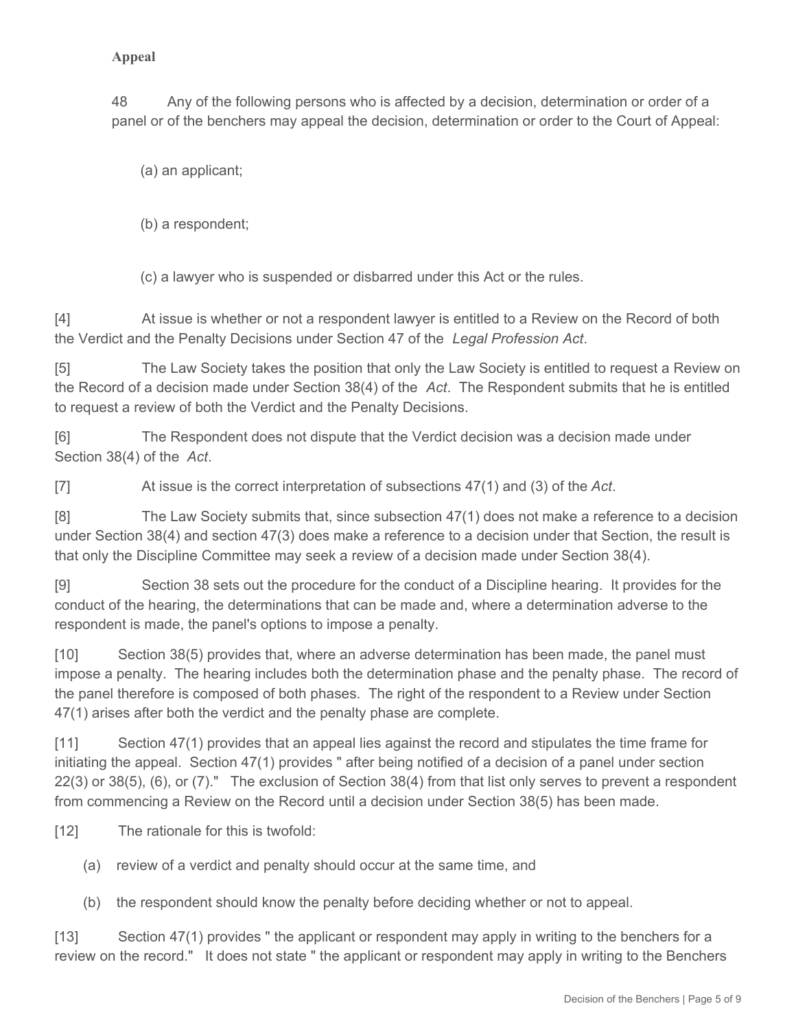**Appeal**

48 Any of the following persons who is affected by a decision, determination or order of a panel or of the benchers may appeal the decision, determination or order to the Court of Appeal:

(a) an applicant;

(b) a respondent;

(c) a lawyer who is suspended or disbarred under this Act or the rules.

[4] At issue is whether or not a respondent lawyer is entitled to a Review on the Record of both the Verdict and the Penalty Decisions under Section 47 of the *Legal Profession Act*.

[5] The Law Society takes the position that only the Law Society is entitled to request a Review on the Record of a decision made under Section 38(4) of the *Act*. The Respondent submits that he is entitled to request a review of both the Verdict and the Penalty Decisions.

[6] The Respondent does not dispute that the Verdict decision was a decision made under Section 38(4) of the *Act*.

[7] At issue is the correct interpretation of subsections 47(1) and (3) of the *Act*.

[8] The Law Society submits that, since subsection 47(1) does not make a reference to a decision under Section 38(4) and section 47(3) does make a reference to a decision under that Section, the result is that only the Discipline Committee may seek a review of a decision made under Section 38(4).

[9] Section 38 sets out the procedure for the conduct of a Discipline hearing. It provides for the conduct of the hearing, the determinations that can be made and, where a determination adverse to the respondent is made, the panel's options to impose a penalty.

[10] Section 38(5) provides that, where an adverse determination has been made, the panel must impose a penalty. The hearing includes both the determination phase and the penalty phase. The record of the panel therefore is composed of both phases. The right of the respondent to a Review under Section 47(1) arises after both the verdict and the penalty phase are complete.

[11] Section 47(1) provides that an appeal lies against the record and stipulates the time frame for initiating the appeal. Section 47(1) provides " after being notified of a decision of a panel under section 22(3) or 38(5), (6), or (7)." The exclusion of Section 38(4) from that list only serves to prevent a respondent from commencing a Review on the Record until a decision under Section 38(5) has been made.

[12] The rationale for this is twofold:

(a) review of a verdict and penalty should occur at the same time, and

(b) the respondent should know the penalty before deciding whether or not to appeal.

[13] Section 47(1) provides " the applicant or respondent may apply in writing to the benchers for a review on the record." It does not state " the applicant or respondent may apply in writing to the Benchers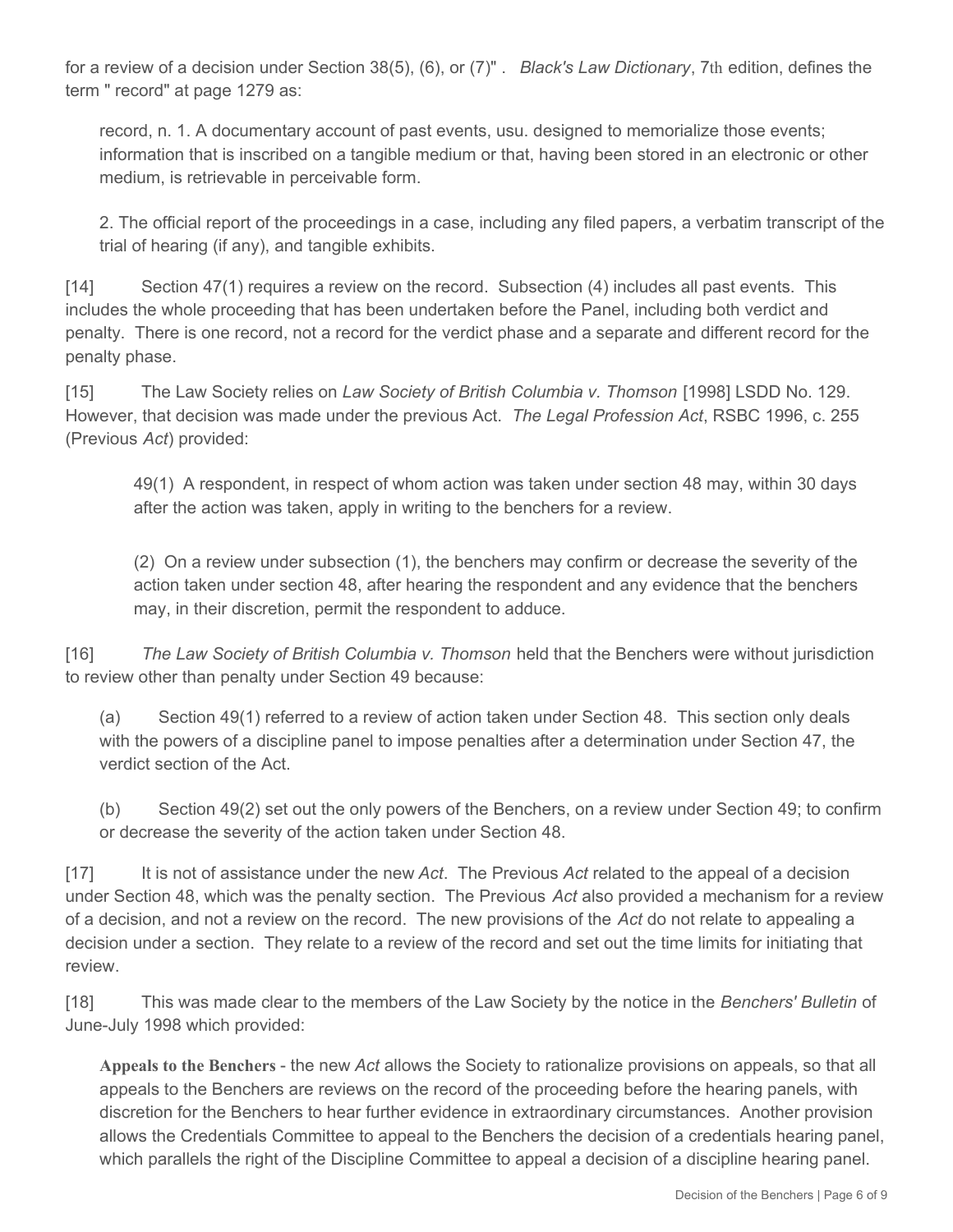for a review of a decision under Section 38(5), (6), or (7)" . *Black's Law Dictionary*, 7th edition, defines the term " record" at page 1279 as:

> record, n. 1. A documentary account of past events, usu. designed to memorialize those events; information that is inscribed on a tangible medium or that, having been stored in an electronic or other medium, is retrievable in perceivable form.
>
> 2. The official report of the proceedings in a case, including any filed papers, a verbatim transcript of the trial of hearing (if any), and tangible exhibits.

[14] Section 47(1) requires a review on the record. Subsection (4) includes all past events. This includes the whole proceeding that has been undertaken before the Panel, including both verdict and penalty. There is one record, not a record for the verdict phase and a separate and different record for the penalty phase.

[15] The Law Society relies on *Law Society of British Columbia v. Thomson* [1998] LSDD No. 129. However, that decision was made under the previous Act. *The Legal Profession Act*, RSBC 1996, c. 255 (Previous *Act*) provided:

> 49(1) A respondent, in respect of whom action was taken under section 48 may, within 30 days after the action was taken, apply in writing to the benchers for a review.
>
> (2) On a review under subsection (1), the benchers may confirm or decrease the severity of the action taken under section 48, after hearing the respondent and any evidence that the benchers may, in their discretion, permit the respondent to adduce.

[16] *The Law Society of British Columbia v. Thomson* held that the Benchers were without jurisdiction to review other than penalty under Section 49 because:

> (a) Section 49(1) referred to a review of action taken under Section 48. This section only deals with the powers of a discipline panel to impose penalties after a determination under Section 47, the verdict section of the Act.
>
> (b) Section 49(2) set out the only powers of the Benchers, on a review under Section 49; to confirm or decrease the severity of the action taken under Section 48.

[17] It is not of assistance under the new *Act*. The Previous *Act* related to the appeal of a decision under Section 48, which was the penalty section. The Previous *Act* also provided a mechanism for a review of a decision, and not a review on the record. The new provisions of the *Act* do not relate to appealing a decision under a section. They relate to a review of the record and set out the time limits for initiating that review.

[18] This was made clear to the members of the Law Society by the notice in the *Benchers' Bulletin* of June-July 1998 which provided:

> **Appeals to the Benchers** - the new *Act* allows the Society to rationalize provisions on appeals, so that all appeals to the Benchers are reviews on the record of the proceeding before the hearing panels, with discretion for the Benchers to hear further evidence in extraordinary circumstances. Another provision allows the Credentials Committee to appeal to the Benchers the decision of a credentials hearing panel, which parallels the right of the Discipline Committee to appeal a decision of a discipline hearing panel.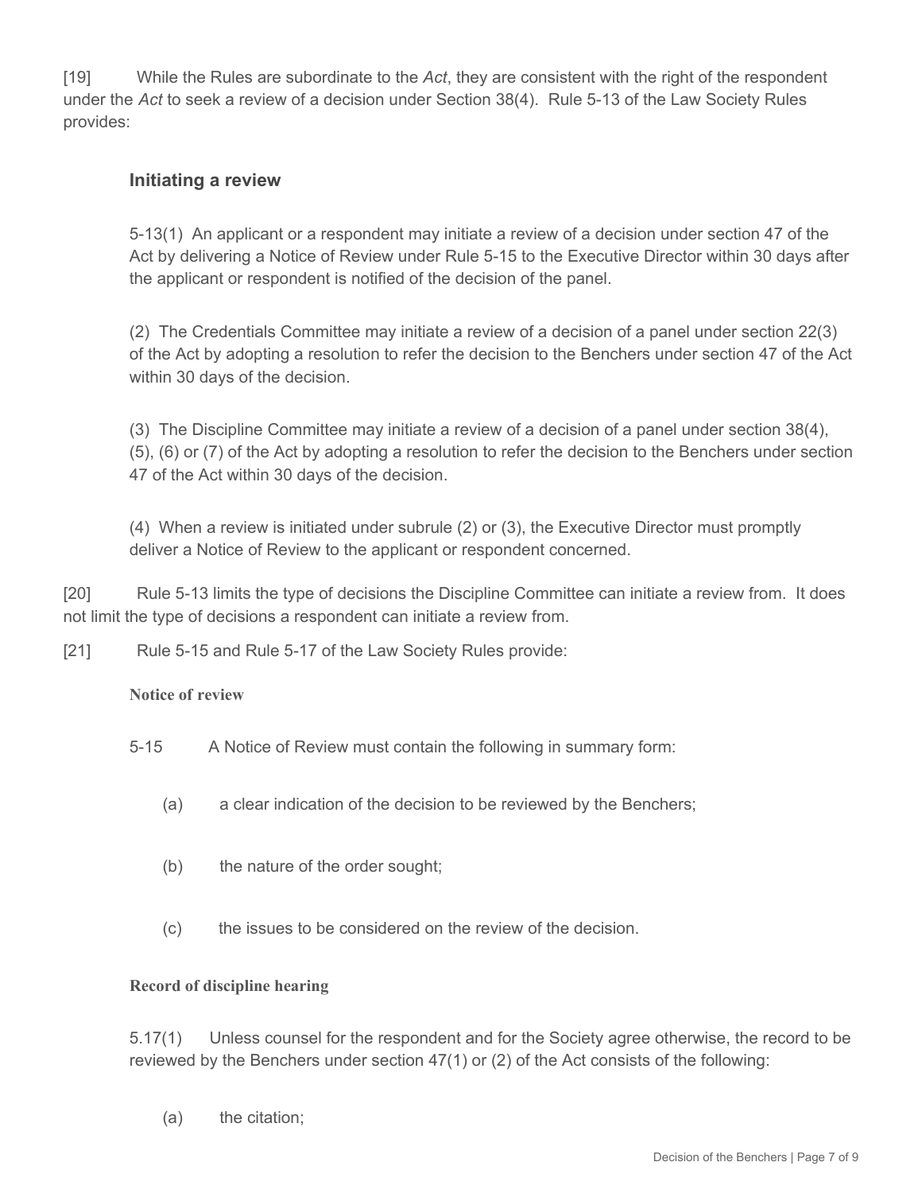[19] While the Rules are subordinate to the *Act*, they are consistent with the right of the respondent under the *Act* to seek a review of a decision under Section 38(4). Rule 5-13 of the Law Society Rules provides:

> **Initiating a review**
>
> 5-13(1) An applicant or a respondent may initiate a review of a decision under section 47 of the Act by delivering a Notice of Review under Rule 5-15 to the Executive Director within 30 days after the applicant or respondent is notified of the decision of the panel.
>
> (2) The Credentials Committee may initiate a review of a decision of a panel under section 22(3) of the Act by adopting a resolution to refer the decision to the Benchers under section 47 of the Act within 30 days of the decision.
>
> (3) The Discipline Committee may initiate a review of a decision of a panel under section 38(4), (5), (6) or (7) of the Act by adopting a resolution to refer the decision to the Benchers under section 47 of the Act within 30 days of the decision.
>
> (4) When a review is initiated under subrule (2) or (3), the Executive Director must promptly deliver a Notice of Review to the applicant or respondent concerned.

[20] Rule 5-13 limits the type of decisions the Discipline Committee can initiate a review from. It does not limit the type of decisions a respondent can initiate a review from.

[21] Rule 5-15 and Rule 5-17 of the Law Society Rules provide:

> **Notice of review**
>
> 5-15 A Notice of Review must contain the following in summary form:
>
> (a) a clear indication of the decision to be reviewed by the Benchers;
>
> (b) the nature of the order sought;
>
> (c) the issues to be considered on the review of the decision.
>
> **Record of discipline hearing**
>
> 5.17(1) Unless counsel for the respondent and for the Society agree otherwise, the record to be reviewed by the Benchers under section 47(1) or (2) of the Act consists of the following:
>
> (a) the citation;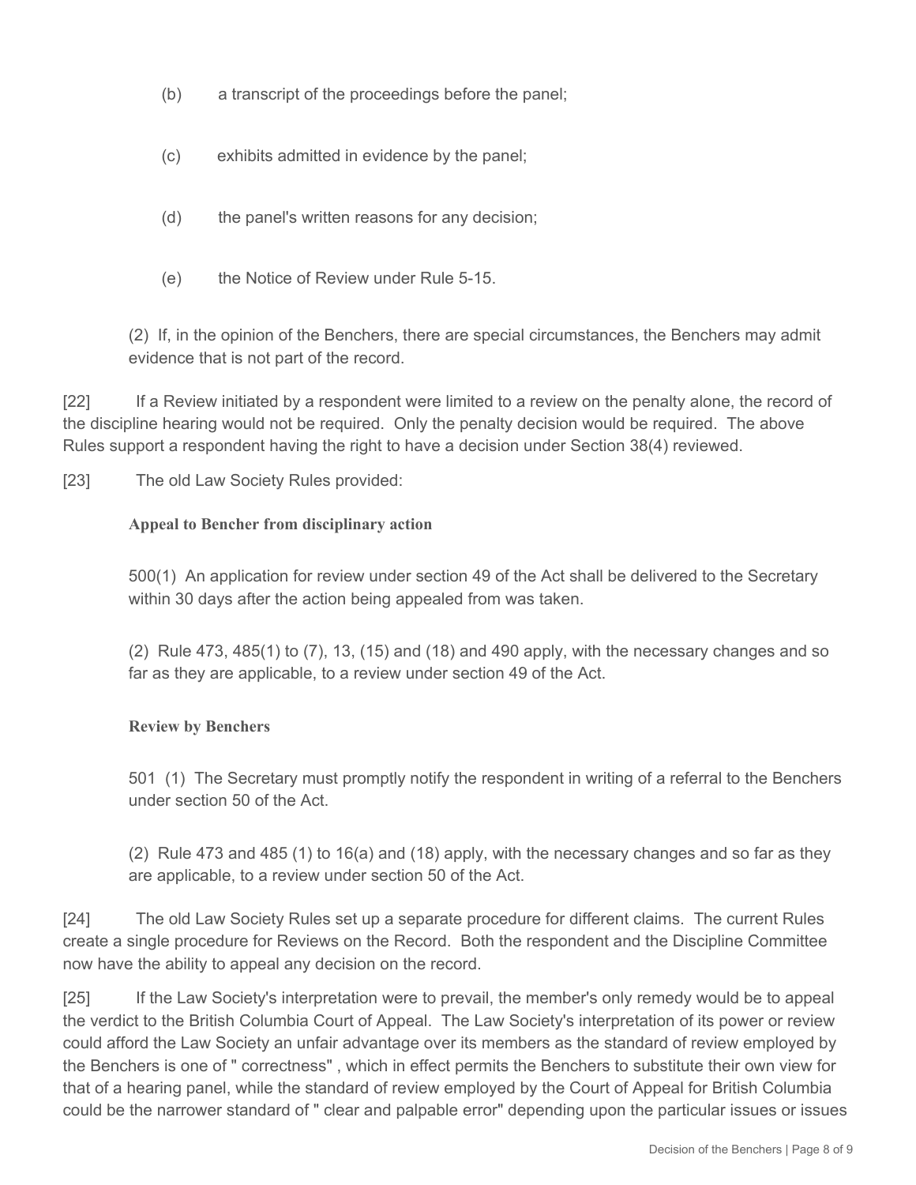(b) a transcript of the proceedings before the panel;

(c) exhibits admitted in evidence by the panel;

(d) the panel's written reasons for any decision;

(e) the Notice of Review under Rule 5-15.

(2) If, in the opinion of the Benchers, there are special circumstances, the Benchers may admit evidence that is not part of the record.

[22] If a Review initiated by a respondent were limited to a review on the penalty alone, the record of the discipline hearing would not be required. Only the penalty decision would be required. The above Rules support a respondent having the right to have a decision under Section 38(4) reviewed.

[23] The old Law Society Rules provided:

**Appeal to Bencher from disciplinary action**

500(1) An application for review under section 49 of the Act shall be delivered to the Secretary within 30 days after the action being appealed from was taken.

(2) Rule 473, 485(1) to (7), 13, (15) and (18) and 490 apply, with the necessary changes and so far as they are applicable, to a review under section 49 of the Act.

**Review by Benchers**

501 (1) The Secretary must promptly notify the respondent in writing of a referral to the Benchers under section 50 of the Act.

(2) Rule 473 and 485 (1) to 16(a) and (18) apply, with the necessary changes and so far as they are applicable, to a review under section 50 of the Act.

[24] The old Law Society Rules set up a separate procedure for different claims. The current Rules create a single procedure for Reviews on the Record. Both the respondent and the Discipline Committee now have the ability to appeal any decision on the record.

[25] If the Law Society's interpretation were to prevail, the member's only remedy would be to appeal the verdict to the British Columbia Court of Appeal. The Law Society's interpretation of its power or review could afford the Law Society an unfair advantage over its members as the standard of review employed by the Benchers is one of " correctness" , which in effect permits the Benchers to substitute their own view for that of a hearing panel, while the standard of review employed by the Court of Appeal for British Columbia could be the narrower standard of " clear and palpable error" depending upon the particular issues or issues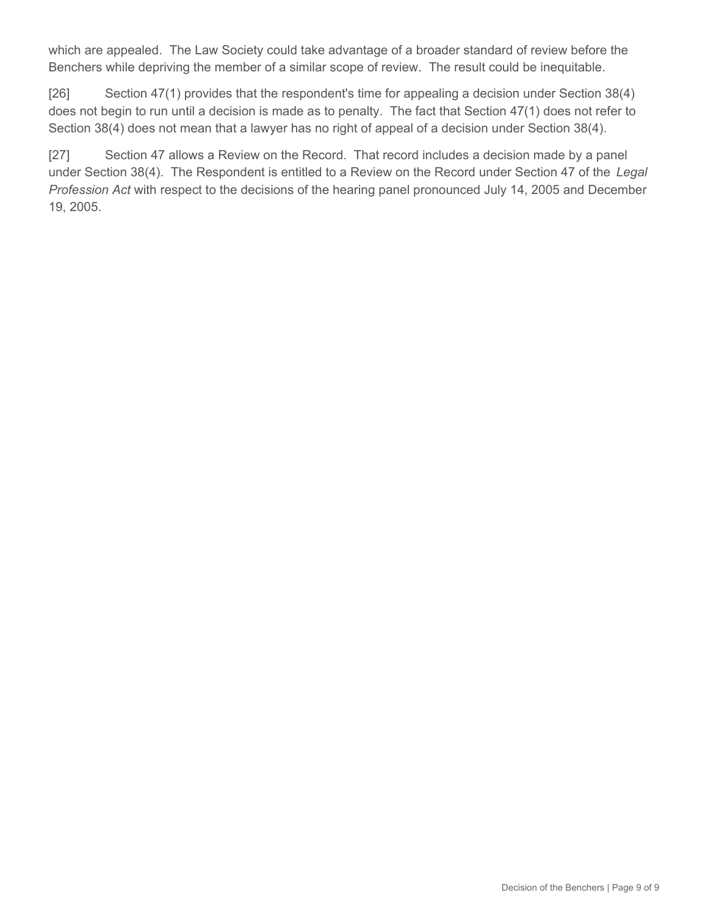which are appealed. The Law Society could take advantage of a broader standard of review before the Benchers while depriving the member of a similar scope of review. The result could be inequitable.

[26] Section 47(1) provides that the respondent's time for appealing a decision under Section 38(4) does not begin to run until a decision is made as to penalty. The fact that Section 47(1) does not refer to Section 38(4) does not mean that a lawyer has no right of appeal of a decision under Section 38(4).

[27] Section 47 allows a Review on the Record. That record includes a decision made by a panel under Section 38(4). The Respondent is entitled to a Review on the Record under Section 47 of the *Legal Profession Act* with respect to the decisions of the hearing panel pronounced July 14, 2005 and December 19, 2005.